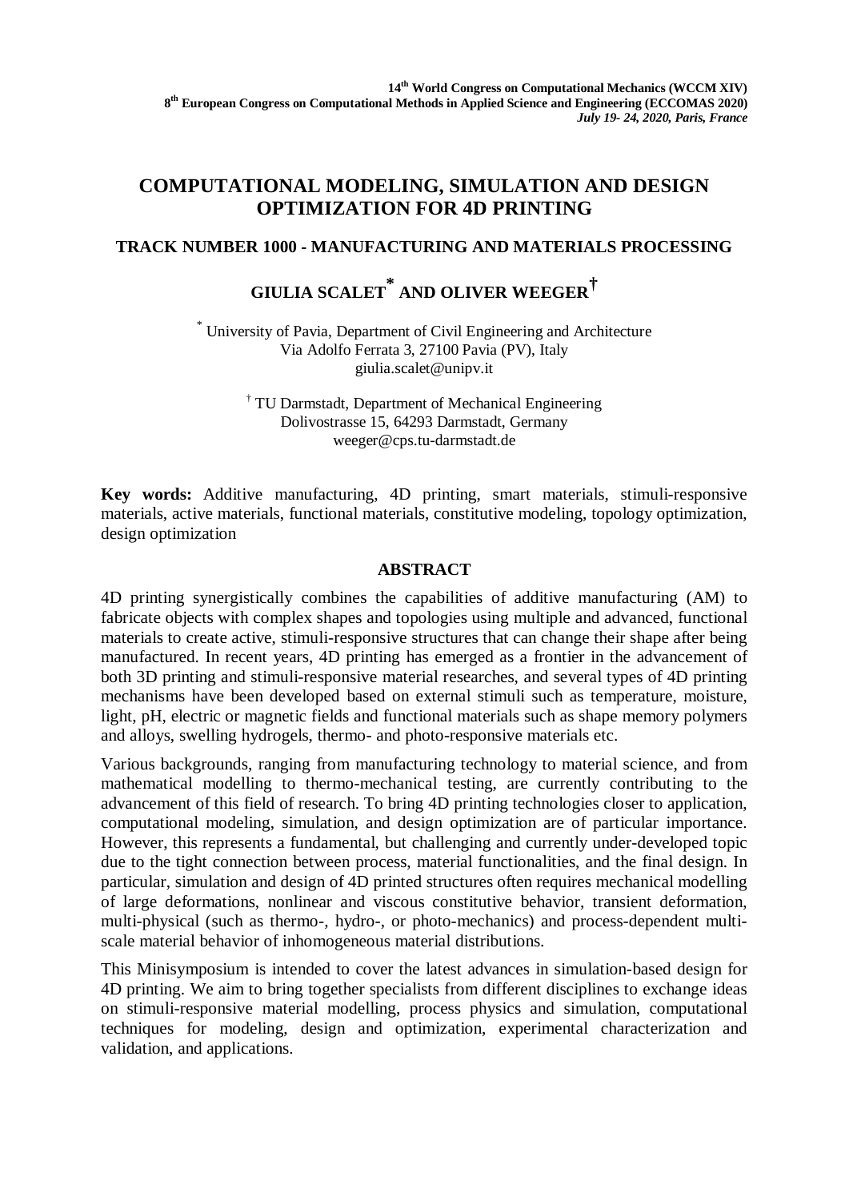14th World Congress on Computational Mechanics (WCCM XIV)
8th European Congress on Computational Methods in Applied Science and Engineering (ECCOMAS 2020)
*July 19- 24, 2020, Paris, France*

# COMPUTATIONAL MODELING, SIMULATION AND DESIGN OPTIMIZATION FOR 4D PRINTING

## TRACK NUMBER 1000 - MANUFACTURING AND MATERIALS PROCESSING

## GIULIA SCALET* AND OLIVER WEEGER†

\* University of Pavia, Department of Civil Engineering and Architecture
Via Adolfo Ferrata 3, 27100 Pavia (PV), Italy
giulia.scalet@unipv.it

† TU Darmstadt, Department of Mechanical Engineering
Dolivostrasse 15, 64293 Darmstadt, Germany
weeger@cps.tu-darmstadt.de

**Key words:** Additive manufacturing, 4D printing, smart materials, stimuli-responsive materials, active materials, functional materials, constitutive modeling, topology optimization, design optimization

### ABSTRACT

4D printing synergistically combines the capabilities of additive manufacturing (AM) to fabricate objects with complex shapes and topologies using multiple and advanced, functional materials to create active, stimuli-responsive structures that can change their shape after being manufactured. In recent years, 4D printing has emerged as a frontier in the advancement of both 3D printing and stimuli-responsive material researches, and several types of 4D printing mechanisms have been developed based on external stimuli such as temperature, moisture, light, pH, electric or magnetic fields and functional materials such as shape memory polymers and alloys, swelling hydrogels, thermo- and photo-responsive materials etc.

Various backgrounds, ranging from manufacturing technology to material science, and from mathematical modelling to thermo-mechanical testing, are currently contributing to the advancement of this field of research. To bring 4D printing technologies closer to application, computational modeling, simulation, and design optimization are of particular importance. However, this represents a fundamental, but challenging and currently under-developed topic due to the tight connection between process, material functionalities, and the final design. In particular, simulation and design of 4D printed structures often requires mechanical modelling of large deformations, nonlinear and viscous constitutive behavior, transient deformation, multi-physical (such as thermo-, hydro-, or photo-mechanics) and process-dependent multi-scale material behavior of inhomogeneous material distributions.

This Minisymposium is intended to cover the latest advances in simulation-based design for 4D printing. We aim to bring together specialists from different disciplines to exchange ideas on stimuli-responsive material modelling, process physics and simulation, computational techniques for modeling, design and optimization, experimental characterization and validation, and applications.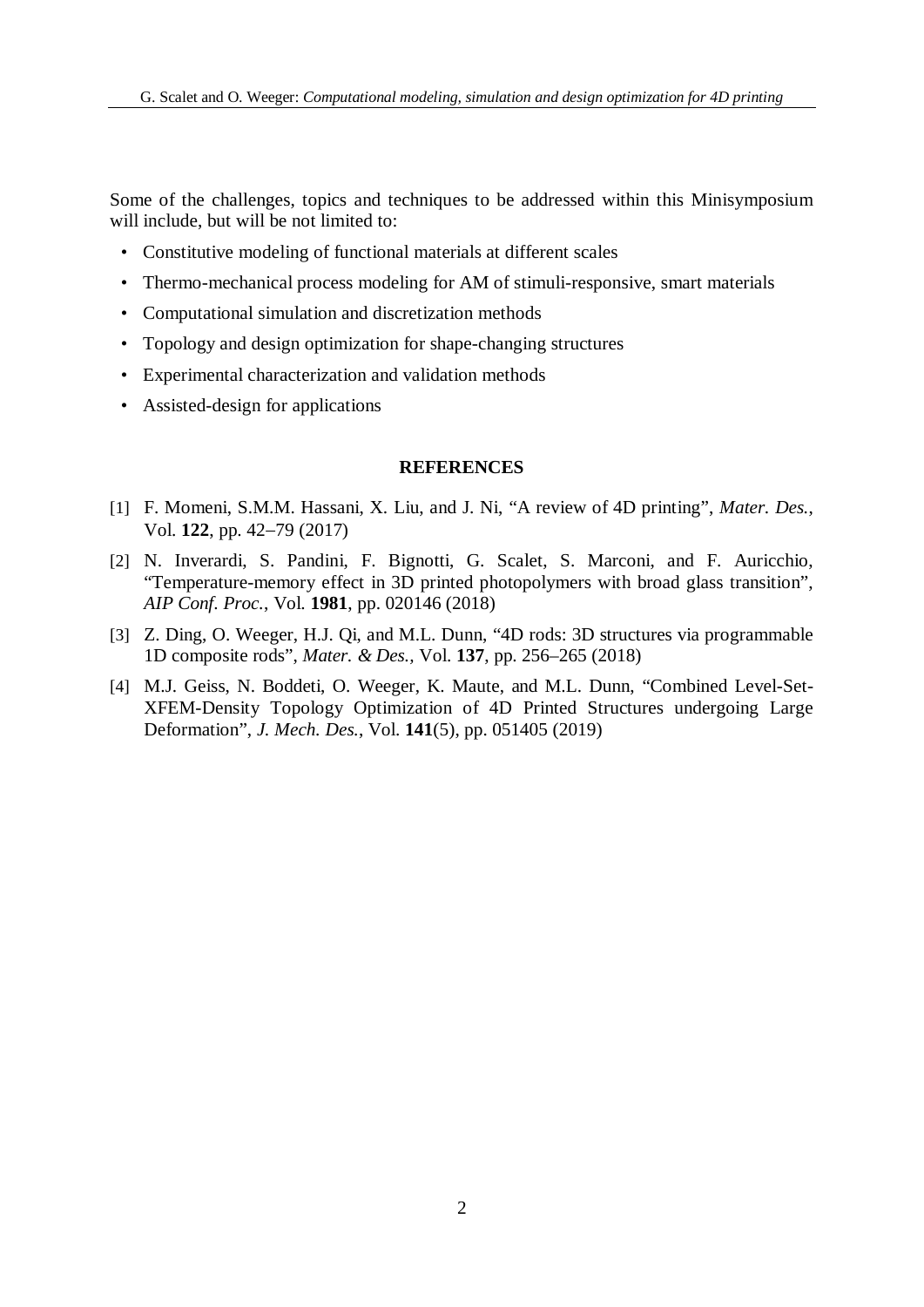Some of the challenges, topics and techniques to be addressed within this Minisymposium will include, but will be not limited to:

- Constitutive modeling of functional materials at different scales
- Thermo-mechanical process modeling for AM of stimuli-responsive, smart materials
- Computational simulation and discretization methods
- Topology and design optimization for shape-changing structures
- Experimental characterization and validation methods
- Assisted-design for applications

## REFERENCES

[1] F. Momeni, S.M.M. Hassani, X. Liu, and J. Ni, "A review of 4D printing", *Mater. Des.*, Vol. **122**, pp. 42–79 (2017)

[2] N. Inverardi, S. Pandini, F. Bignotti, G. Scalet, S. Marconi, and F. Auricchio, "Temperature-memory effect in 3D printed photopolymers with broad glass transition", *AIP Conf. Proc.*, Vol. **1981**, pp. 020146 (2018)

[3] Z. Ding, O. Weeger, H.J. Qi, and M.L. Dunn, "4D rods: 3D structures via programmable 1D composite rods", *Mater. & Des.*, Vol. **137**, pp. 256–265 (2018)

[4] M.J. Geiss, N. Boddeti, O. Weeger, K. Maute, and M.L. Dunn, "Combined Level-Set-XFEM-Density Topology Optimization of 4D Printed Structures undergoing Large Deformation", *J. Mech. Des.*, Vol. **141**(5), pp. 051405 (2019)